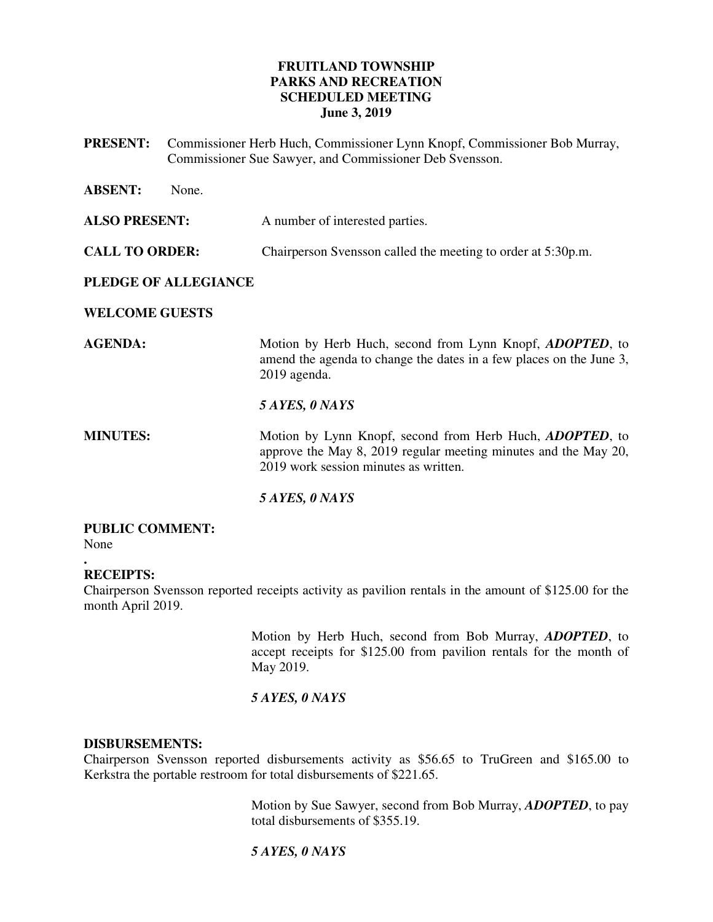# FRUITLAND TOWNSHIP
# PARKS AND RECREATION
# SCHEDULED MEETING
# June 3, 2019

**PRESENT:** Commissioner Herb Huch, Commissioner Lynn Knopf, Commissioner Bob Murray, Commissioner Sue Sawyer, and Commissioner Deb Svensson.

**ABSENT:** None.

**ALSO PRESENT:** A number of interested parties.

**CALL TO ORDER:** Chairperson Svensson called the meeting to order at 5:30p.m.

**PLEDGE OF ALLEGIANCE**

**WELCOME GUESTS**

**AGENDA:** Motion by Herb Huch, second from Lynn Knopf, ***ADOPTED***, to amend the agenda to change the dates in a few places on the June 3, 2019 agenda.

***5 AYES, 0 NAYS***

**MINUTES:** Motion by Lynn Knopf, second from Herb Huch, ***ADOPTED***, to approve the May 8, 2019 regular meeting minutes and the May 20, 2019 work session minutes as written.

***5 AYES, 0 NAYS***

**PUBLIC COMMENT:**
None

.
**RECEIPTS:**
Chairperson Svensson reported receipts activity as pavilion rentals in the amount of $125.00 for the month April 2019.

Motion by Herb Huch, second from Bob Murray, ***ADOPTED***, to accept receipts for $125.00 from pavilion rentals for the month of May 2019.

***5 AYES, 0 NAYS***

**DISBURSEMENTS:**
Chairperson Svensson reported disbursements activity as $56.65 to TruGreen and $165.00 to Kerkstra the portable restroom for total disbursements of $221.65.

Motion by Sue Sawyer, second from Bob Murray, ***ADOPTED***, to pay total disbursements of $355.19.

***5 AYES, 0 NAYS***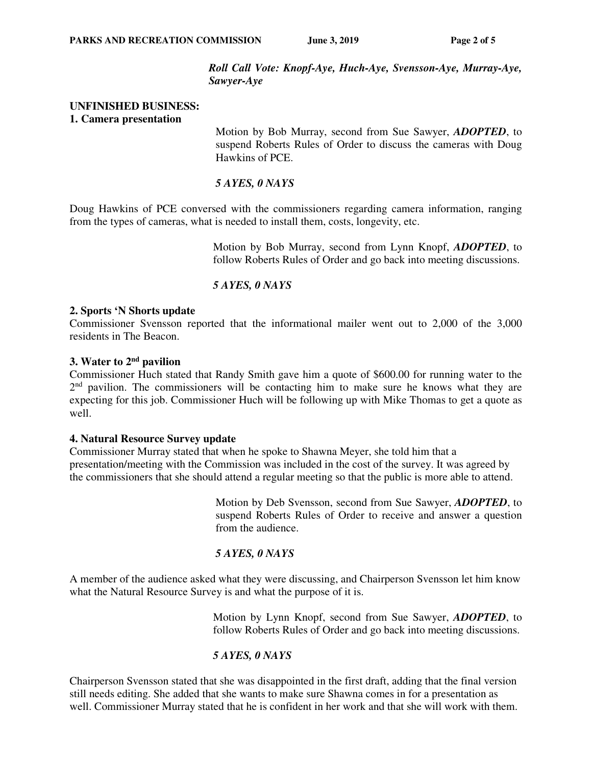***Roll Call Vote: Knopf-Aye, Huch-Aye, Svensson-Aye, Murray-Aye, Sawyer-Aye***

**UNFINISHED BUSINESS:**

**1. Camera presentation**

Motion by Bob Murray, second from Sue Sawyer, ***ADOPTED***, to suspend Roberts Rules of Order to discuss the cameras with Doug Hawkins of PCE.

***5 AYES, 0 NAYS***

Doug Hawkins of PCE conversed with the commissioners regarding camera information, ranging from the types of cameras, what is needed to install them, costs, longevity, etc.

Motion by Bob Murray, second from Lynn Knopf, ***ADOPTED***, to follow Roberts Rules of Order and go back into meeting discussions.

***5 AYES, 0 NAYS***

**2. Sports 'N Shorts update**

Commissioner Svensson reported that the informational mailer went out to 2,000 of the 3,000 residents in The Beacon.

**3. Water to 2nd pavilion**

Commissioner Huch stated that Randy Smith gave him a quote of $600.00 for running water to the 2nd pavilion. The commissioners will be contacting him to make sure he knows what they are expecting for this job. Commissioner Huch will be following up with Mike Thomas to get a quote as well.

**4. Natural Resource Survey update**

Commissioner Murray stated that when he spoke to Shawna Meyer, she told him that a presentation/meeting with the Commission was included in the cost of the survey. It was agreed by the commissioners that she should attend a regular meeting so that the public is more able to attend.

Motion by Deb Svensson, second from Sue Sawyer, ***ADOPTED***, to suspend Roberts Rules of Order to receive and answer a question from the audience.

***5 AYES, 0 NAYS***

A member of the audience asked what they were discussing, and Chairperson Svensson let him know what the Natural Resource Survey is and what the purpose of it is.

Motion by Lynn Knopf, second from Sue Sawyer, ***ADOPTED***, to follow Roberts Rules of Order and go back into meeting discussions.

***5 AYES, 0 NAYS***

Chairperson Svensson stated that she was disappointed in the first draft, adding that the final version still needs editing. She added that she wants to make sure Shawna comes in for a presentation as well. Commissioner Murray stated that he is confident in her work and that she will work with them.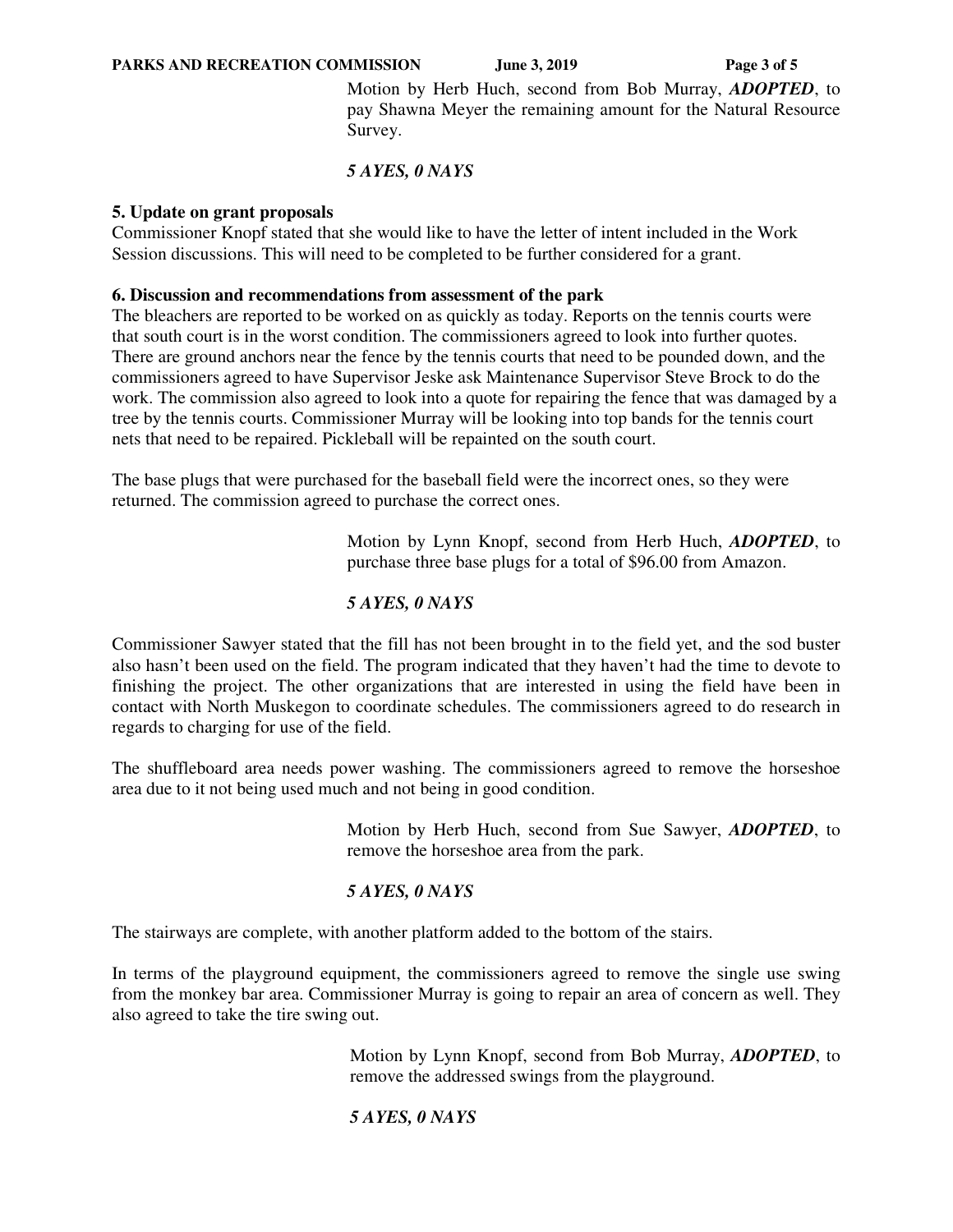Motion by Herb Huch, second from Bob Murray, ***ADOPTED***, to pay Shawna Meyer the remaining amount for the Natural Resource Survey.

***5 AYES, 0 NAYS***

**5. Update on grant proposals**

Commissioner Knopf stated that she would like to have the letter of intent included in the Work Session discussions. This will need to be completed to be further considered for a grant.

**6. Discussion and recommendations from assessment of the park**

The bleachers are reported to be worked on as quickly as today. Reports on the tennis courts were that south court is in the worst condition. The commissioners agreed to look into further quotes. There are ground anchors near the fence by the tennis courts that need to be pounded down, and the commissioners agreed to have Supervisor Jeske ask Maintenance Supervisor Steve Brock to do the work. The commission also agreed to look into a quote for repairing the fence that was damaged by a tree by the tennis courts. Commissioner Murray will be looking into top bands for the tennis court nets that need to be repaired. Pickleball will be repainted on the south court.

The base plugs that were purchased for the baseball field were the incorrect ones, so they were returned. The commission agreed to purchase the correct ones.

Motion by Lynn Knopf, second from Herb Huch, ***ADOPTED***, to purchase three base plugs for a total of $96.00 from Amazon.

***5 AYES, 0 NAYS***

Commissioner Sawyer stated that the fill has not been brought in to the field yet, and the sod buster also hasn't been used on the field. The program indicated that they haven't had the time to devote to finishing the project. The other organizations that are interested in using the field have been in contact with North Muskegon to coordinate schedules. The commissioners agreed to do research in regards to charging for use of the field.

The shuffleboard area needs power washing. The commissioners agreed to remove the horseshoe area due to it not being used much and not being in good condition.

Motion by Herb Huch, second from Sue Sawyer, ***ADOPTED***, to remove the horseshoe area from the park.

***5 AYES, 0 NAYS***

The stairways are complete, with another platform added to the bottom of the stairs.

In terms of the playground equipment, the commissioners agreed to remove the single use swing from the monkey bar area. Commissioner Murray is going to repair an area of concern as well. They also agreed to take the tire swing out.

Motion by Lynn Knopf, second from Bob Murray, ***ADOPTED***, to remove the addressed swings from the playground.

***5 AYES, 0 NAYS***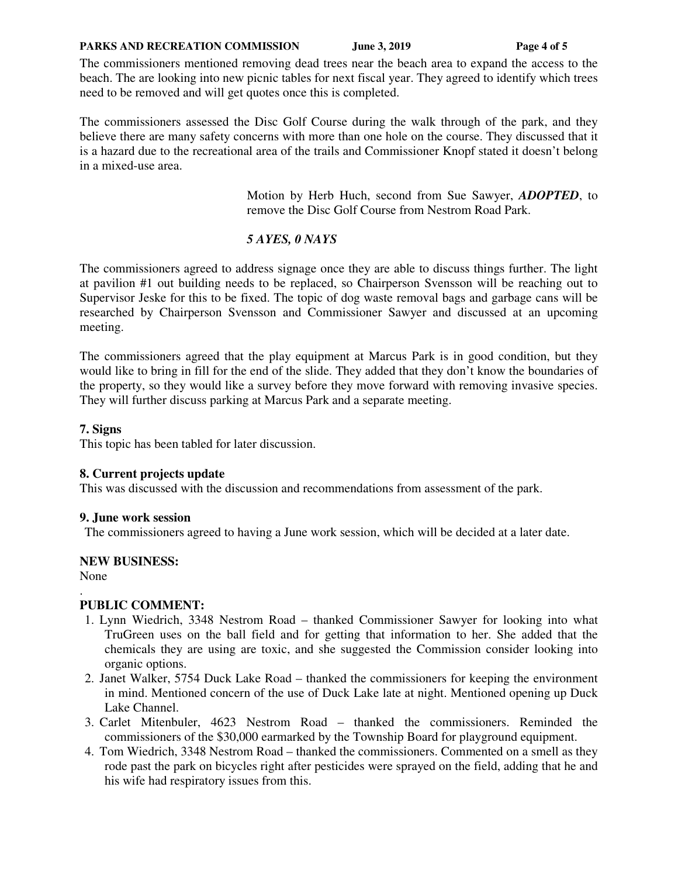The commissioners mentioned removing dead trees near the beach area to expand the access to the beach. The are looking into new picnic tables for next fiscal year. They agreed to identify which trees need to be removed and will get quotes once this is completed.

The commissioners assessed the Disc Golf Course during the walk through of the park, and they believe there are many safety concerns with more than one hole on the course. They discussed that it is a hazard due to the recreational area of the trails and Commissioner Knopf stated it doesn't belong in a mixed-use area.

> Motion by Herb Huch, second from Sue Sawyer, ***ADOPTED***, to remove the Disc Golf Course from Nestrom Road Park.
>
> ***5 AYES, 0 NAYS***

The commissioners agreed to address signage once they are able to discuss things further. The light at pavilion #1 out building needs to be replaced, so Chairperson Svensson will be reaching out to Supervisor Jeske for this to be fixed. The topic of dog waste removal bags and garbage cans will be researched by Chairperson Svensson and Commissioner Sawyer and discussed at an upcoming meeting.

The commissioners agreed that the play equipment at Marcus Park is in good condition, but they would like to bring in fill for the end of the slide. They added that they don't know the boundaries of the property, so they would like a survey before they move forward with removing invasive species. They will further discuss parking at Marcus Park and a separate meeting.

**7. Signs**
This topic has been tabled for later discussion.

**8. Current projects update**
This was discussed with the discussion and recommendations from assessment of the park.

**9. June work session**
The commissioners agreed to having a June work session, which will be decided at a later date.

**NEW BUSINESS:**
None

.

**PUBLIC COMMENT:**

1. Lynn Wiedrich, 3348 Nestrom Road – thanked Commissioner Sawyer for looking into what TruGreen uses on the ball field and for getting that information to her. She added that the chemicals they are using are toxic, and she suggested the Commission consider looking into organic options.
2. Janet Walker, 5754 Duck Lake Road – thanked the commissioners for keeping the environment in mind. Mentioned concern of the use of Duck Lake late at night. Mentioned opening up Duck Lake Channel.
3. Carlet Mitenbuler, 4623 Nestrom Road – thanked the commissioners. Reminded the commissioners of the $30,000 earmarked by the Township Board for playground equipment.
4. Tom Wiedrich, 3348 Nestrom Road – thanked the commissioners. Commented on a smell as they rode past the park on bicycles right after pesticides were sprayed on the field, adding that he and his wife had respiratory issues from this.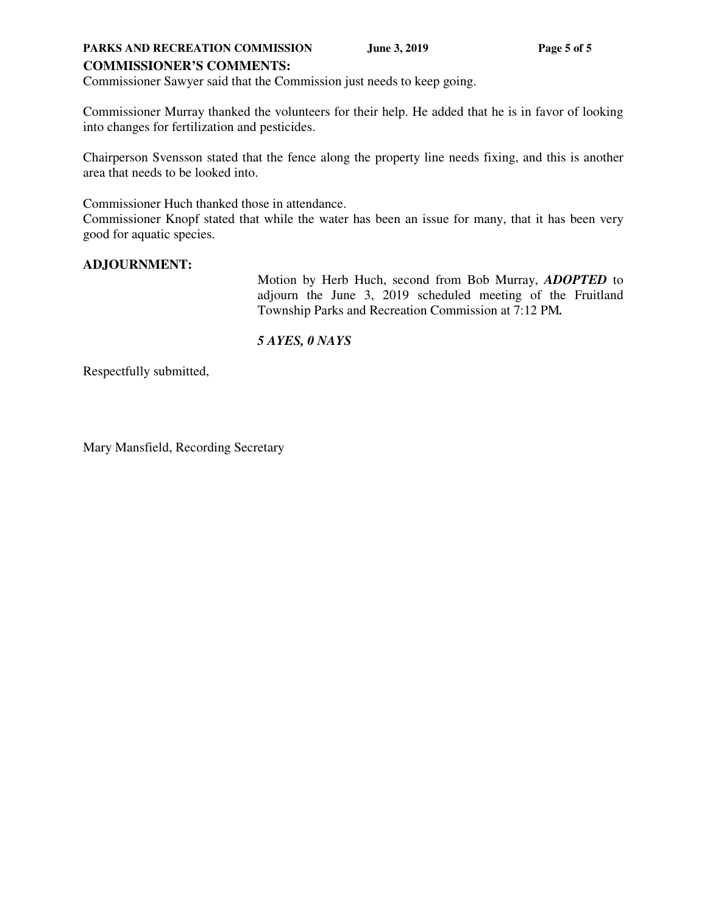## COMMISSIONER'S COMMENTS:

Commissioner Sawyer said that the Commission just needs to keep going.

Commissioner Murray thanked the volunteers for their help. He added that he is in favor of looking into changes for fertilization and pesticides.

Chairperson Svensson stated that the fence along the property line needs fixing, and this is another area that needs to be looked into.

Commissioner Huch thanked those in attendance.

Commissioner Knopf stated that while the water has been an issue for many, that it has been very good for aquatic species.

## ADJOURNMENT:

Motion by Herb Huch, second from Bob Murray, ***ADOPTED*** to adjourn the June 3, 2019 scheduled meeting of the Fruitland Township Parks and Recreation Commission at 7:12 PM**.**

***5 AYES, 0 NAYS***

Respectfully submitted,

Mary Mansfield, Recording Secretary